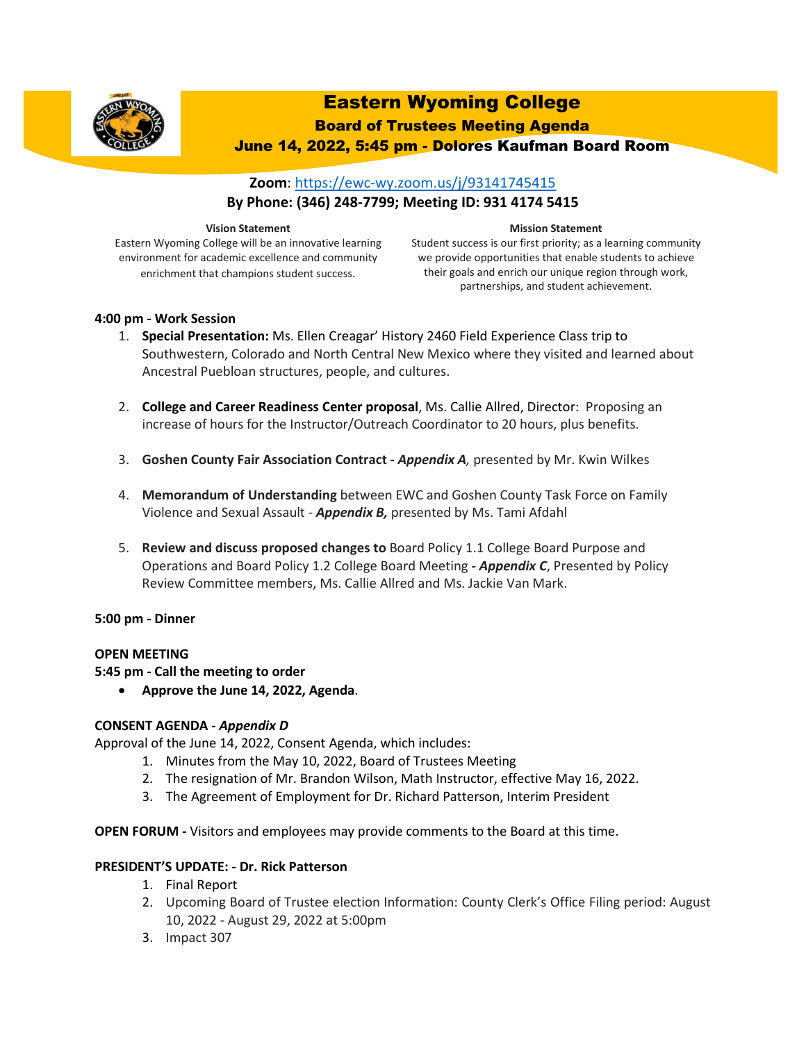# Eastern Wyoming College

## Board of Trustees Meeting Agenda

### June 14, 2022, 5:45 pm - Dolores Kaufman Board Room

**Zoom**: https://ewc-wy.zoom.us/j/93141745415

**By Phone: (346) 248-7799; Meeting ID: 931 4174 5415**

**Vision Statement**

Eastern Wyoming College will be an innovative learning environment for academic excellence and community enrichment that champions student success.

**Mission Statement**

Student success is our first priority; as a learning community we provide opportunities that enable students to achieve their goals and enrich our unique region through work, partnerships, and student achievement.

**4:00 pm - Work Session**

1. **Special Presentation:** Ms. Ellen Creagar' History 2460 Field Experience Class trip to Southwestern, Colorado and North Central New Mexico where they visited and learned about Ancestral Puebloan structures, people, and cultures.

2. **College and Career Readiness Center proposal**, Ms. Callie Allred, Director: Proposing an increase of hours for the Instructor/Outreach Coordinator to 20 hours, plus benefits.

3. **Goshen County Fair Association Contract -** ***Appendix A,*** presented by Mr. Kwin Wilkes

4. **Memorandum of Understanding** between EWC and Goshen County Task Force on Family Violence and Sexual Assault - ***Appendix B,*** presented by Ms. Tami Afdahl

5. **Review and discuss proposed changes to** Board Policy 1.1 College Board Purpose and Operations and Board Policy 1.2 College Board Meeting ***- Appendix C***, Presented by Policy Review Committee members, Ms. Callie Allred and Ms. Jackie Van Mark.

**5:00 pm - Dinner**

**OPEN MEETING**

**5:45 pm - Call the meeting to order**

- **Approve the June 14, 2022, Agenda**.

**CONSENT AGENDA -** ***Appendix D***

Approval of the June 14, 2022, Consent Agenda, which includes:

1. Minutes from the May 10, 2022, Board of Trustees Meeting
2. The resignation of Mr. Brandon Wilson, Math Instructor, effective May 16, 2022.
3. The Agreement of Employment for Dr. Richard Patterson, Interim President

**OPEN FORUM -** Visitors and employees may provide comments to the Board at this time.

**PRESIDENT'S UPDATE: - Dr. Rick Patterson**

1. Final Report
2. Upcoming Board of Trustee election Information: County Clerk's Office Filing period: August 10, 2022 - August 29, 2022 at 5:00pm
3. Impact 307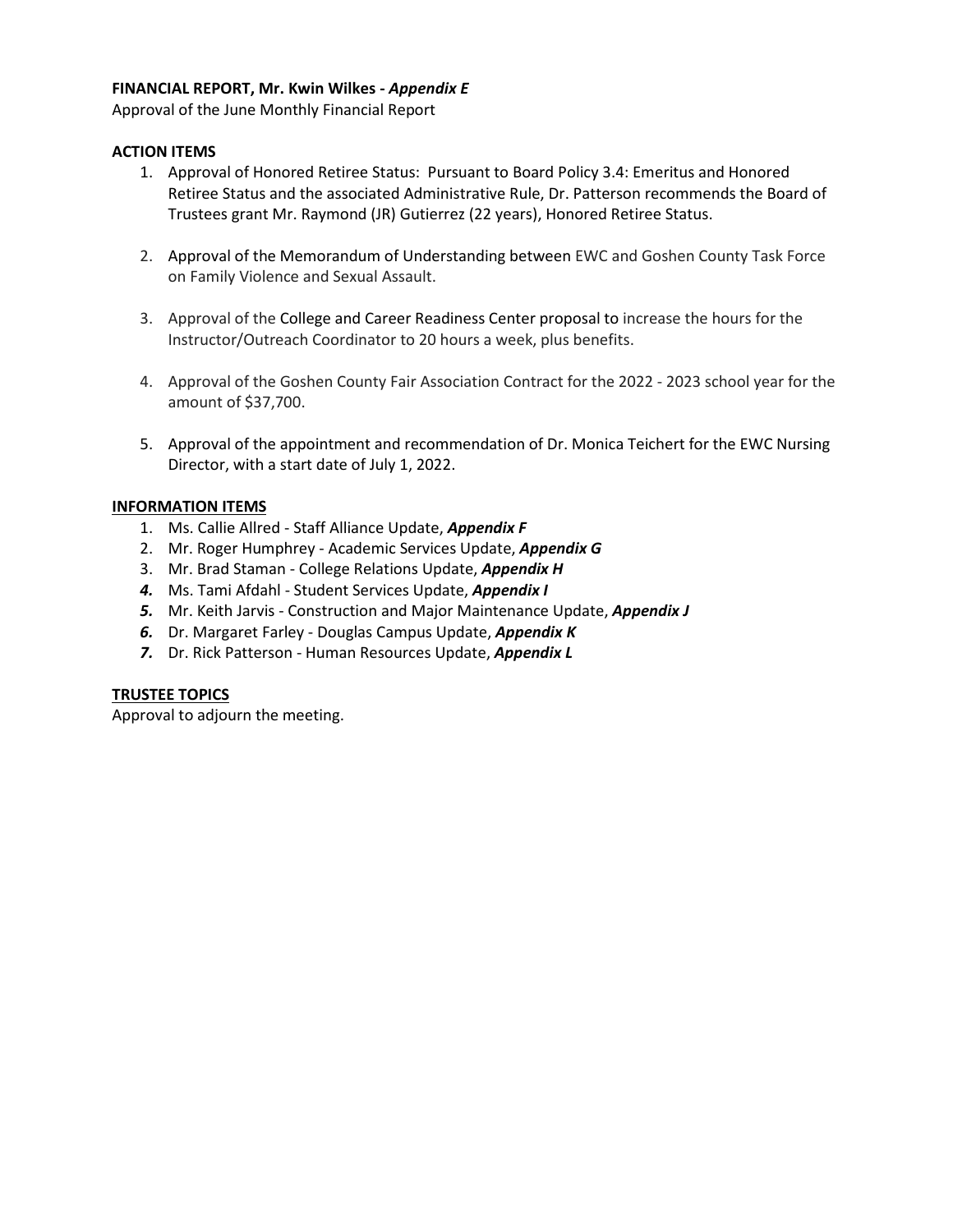**FINANCIAL REPORT, Mr. Kwin Wilkes -** ***Appendix E***

Approval of the June Monthly Financial Report

**ACTION ITEMS**

1. Approval of Honored Retiree Status: Pursuant to Board Policy 3.4: Emeritus and Honored Retiree Status and the associated Administrative Rule, Dr. Patterson recommends the Board of Trustees grant Mr. Raymond (JR) Gutierrez (22 years), Honored Retiree Status.

2. Approval of the Memorandum of Understanding between EWC and Goshen County Task Force on Family Violence and Sexual Assault.

3. Approval of the College and Career Readiness Center proposal to increase the hours for the Instructor/Outreach Coordinator to 20 hours a week, plus benefits.

4. Approval of the Goshen County Fair Association Contract for the 2022 - 2023 school year for the amount of $37,700.

5. Approval of the appointment and recommendation of Dr. Monica Teichert for the EWC Nursing Director, with a start date of July 1, 2022.

**INFORMATION ITEMS**

1. Ms. Callie Allred - Staff Alliance Update, ***Appendix F***
2. Mr. Roger Humphrey - Academic Services Update, ***Appendix G***
3. Mr. Brad Staman - College Relations Update, ***Appendix H***
4. Ms. Tami Afdahl - Student Services Update, ***Appendix I***
5. Mr. Keith Jarvis - Construction and Major Maintenance Update, ***Appendix J***
6. Dr. Margaret Farley - Douglas Campus Update, ***Appendix K***
7. Dr. Rick Patterson - Human Resources Update, ***Appendix L***

**TRUSTEE TOPICS**

Approval to adjourn the meeting.